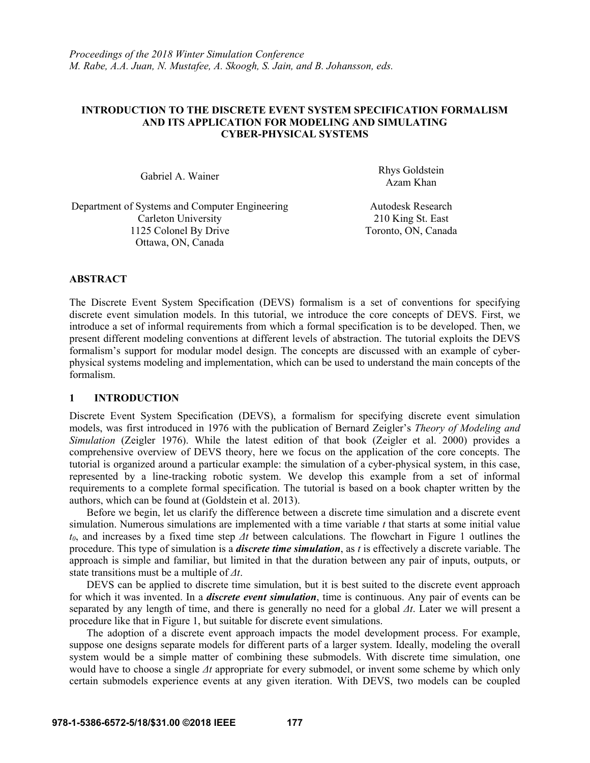Proceedings of the 2018 Winter Simulation Conference
M. Rabe, A.A. Juan, N. Mustafee, A. Skoogh, S. Jain, and B. Johansson, eds.

# INTRODUCTION TO THE DISCRETE EVENT SYSTEM SPECIFICATION FORMALISM AND ITS APPLICATION FOR MODELING AND SIMULATING CYBER-PHYSICAL SYSTEMS

Gabriel A. Wainer

Department of Systems and Computer Engineering
Carleton University
1125 Colonel By Drive
Ottawa, ON, Canada

Rhys Goldstein
Azam Khan

Autodesk Research
210 King St. East
Toronto, ON, Canada

## ABSTRACT

The Discrete Event System Specification (DEVS) formalism is a set of conventions for specifying discrete event simulation models. In this tutorial, we introduce the core concepts of DEVS. First, we introduce a set of informal requirements from which a formal specification is to be developed. Then, we present different modeling conventions at different levels of abstraction. The tutorial exploits the DEVS formalism's support for modular model design. The concepts are discussed with an example of cyber-physical systems modeling and implementation, which can be used to understand the main concepts of the formalism.

## 1 INTRODUCTION

Discrete Event System Specification (DEVS), a formalism for specifying discrete event simulation models, was first introduced in 1976 with the publication of Bernard Zeigler's *Theory of Modeling and Simulation* (Zeigler 1976). While the latest edition of that book (Zeigler et al. 2000) provides a comprehensive overview of DEVS theory, here we focus on the application of the core concepts. The tutorial is organized around a particular example: the simulation of a cyber-physical system, in this case, represented by a line-tracking robotic system. We develop this example from a set of informal requirements to a complete formal specification. The tutorial is based on a book chapter written by the authors, which can be found at (Goldstein et al. 2013).

Before we begin, let us clarify the difference between a discrete time simulation and a discrete event simulation. Numerous simulations are implemented with a time variable $t$ that starts at some initial value $t_0$, and increases by a fixed time step $\Delta t$ between calculations. The flowchart in Figure 1 outlines the procedure. This type of simulation is a ***discrete time simulation***, as $t$ is effectively a discrete variable. The approach is simple and familiar, but limited in that the duration between any pair of inputs, outputs, or state transitions must be a multiple of $\Delta t$.

DEVS can be applied to discrete time simulation, but it is best suited to the discrete event approach for which it was invented. In a ***discrete event simulation***, time is continuous. Any pair of events can be separated by any length of time, and there is generally no need for a global $\Delta t$. Later we will present a procedure like that in Figure 1, but suitable for discrete event simulations.

The adoption of a discrete event approach impacts the model development process. For example, suppose one designs separate models for different parts of a larger system. Ideally, modeling the overall system would be a simple matter of combining these submodels. With discrete time simulation, one would have to choose a single $\Delta t$ appropriate for every submodel, or invent some scheme by which only certain submodels experience events at any given iteration. With DEVS, two models can be coupled

978-1-5386-6572-5/18/$31.00 ©2018 IEEE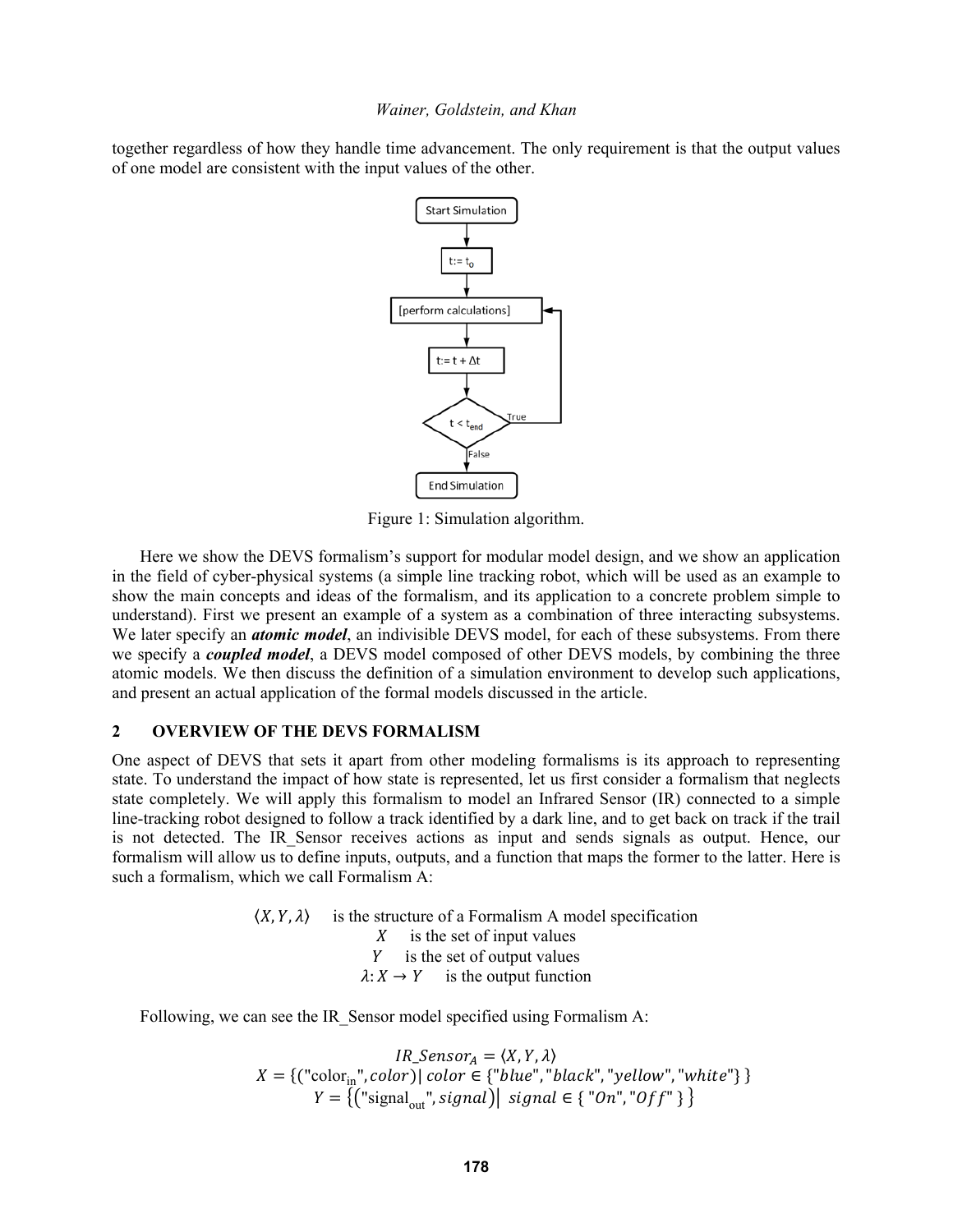together regardless of how they handle time advancement. The only requirement is that the output values of one model are consistent with the input values of the other.

Figure 1: Simulation algorithm.

Here we show the DEVS formalism's support for modular model design, and we show an application in the field of cyber-physical systems (a simple line tracking robot, which will be used as an example to show the main concepts and ideas of the formalism, and its application to a concrete problem simple to understand). First we present an example of a system as a combination of three interacting subsystems. We later specify an ***atomic model***, an indivisible DEVS model, for each of these subsystems. From there we specify a ***coupled model***, a DEVS model composed of other DEVS models, by combining the three atomic models. We then discuss the definition of a simulation environment to develop such applications, and present an actual application of the formal models discussed in the article.

## 2 OVERVIEW OF THE DEVS FORMALISM

One aspect of DEVS that sets it apart from other modeling formalisms is its approach to representing state. To understand the impact of how state is represented, let us first consider a formalism that neglects state completely. We will apply this formalism to model an Infrared Sensor (IR) connected to a simple line-tracking robot designed to follow a track identified by a dark line, and to get back on track if the trail is not detected. The IR_Sensor receives actions as input and sends signals as output. Hence, our formalism will allow us to define inputs, outputs, and a function that maps the former to the latter. Here is such a formalism, which we call Formalism A:

$\langle X, Y, \lambda \rangle$ is the structure of a Formalism A model specification

$X$ is the set of input values

$Y$ is the set of output values

$\lambda: X \to Y$ is the output function

Following, we can see the IR_Sensor model specified using Formalism A:

$$IR\_Sensor_A = \langle X, Y, \lambda \rangle$$

$$X = \{(\text{"color}_{\text{in}}\text{"}, color) \mid color \in \{\text{"}blue\text{"}, \text{"}black\text{"}, \text{"}yellow\text{"}, \text{"}white\text{"}\}\}$$

$$Y = \{(\text{"signal}_{\text{out}}\text{"}, signal) \mid signal \in \{\text{"}On\text{"}, \text{"}Off\text{"}\}\}$$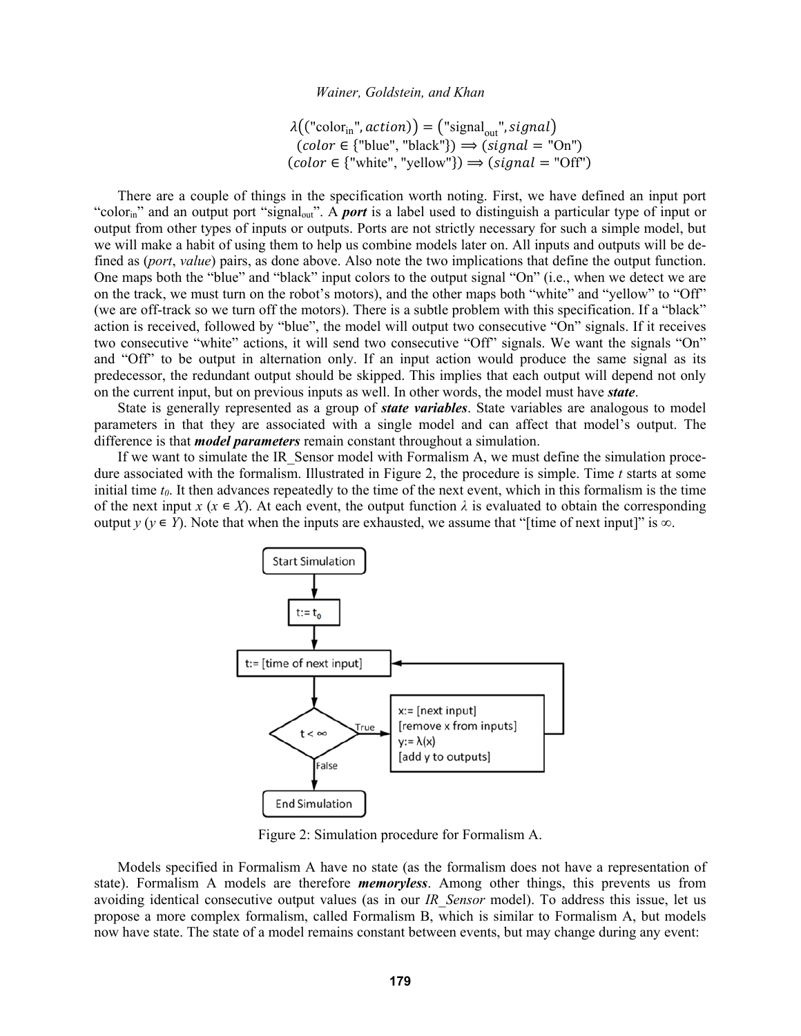$$\lambda((\text{"color}_{\text{in}}\text{"}, action)) = (\text{"signal}_{\text{out}}\text{"}, signal)$$
$$(color \in \{\text{"blue", "black"}\}) \Longrightarrow (signal = \text{"On"})$$
$$(color \in \{\text{"white", "yellow"}\}) \Longrightarrow (signal = \text{"Off"})$$

There are a couple of things in the specification worth noting. First, we have defined an input port "$\text{color}_{\text{in}}$" and an output port "$\text{signal}_{\text{out}}$". A ***port*** is a label used to distinguish a particular type of input or output from other types of inputs or outputs. Ports are not strictly necessary for such a simple model, but we will make a habit of using them to help us combine models later on. All inputs and outputs will be defined as (*port*, *value*) pairs, as done above. Also note the two implications that define the output function. One maps both the "blue" and "black" input colors to the output signal "On" (i.e., when we detect we are on the track, we must turn on the robot's motors), and the other maps both "white" and "yellow" to "Off" (we are off-track so we turn off the motors). There is a subtle problem with this specification. If a "black" action is received, followed by "blue", the model will output two consecutive "On" signals. If it receives two consecutive "white" actions, it will send two consecutive "Off" signals. We want the signals "On" and "Off" to be output in alternation only. If an input action would produce the same signal as its predecessor, the redundant output should be skipped. This implies that each output will depend not only on the current input, but on previous inputs as well. In other words, the model must have ***state***.

State is generally represented as a group of ***state variables***. State variables are analogous to model parameters in that they are associated with a single model and can affect that model's output. The difference is that ***model parameters*** remain constant throughout a simulation.

If we want to simulate the IR_Sensor model with Formalism A, we must define the simulation procedure associated with the formalism. Illustrated in Figure 2, the procedure is simple. Time $t$ starts at some initial time $t_0$. It then advances repeatedly to the time of the next event, which in this formalism is the time of the next input $x$ ($x \in X$). At each event, the output function $\lambda$ is evaluated to obtain the corresponding output $y$ ($y \in Y$). Note that when the inputs are exhausted, we assume that "[time of next input]" is $\infty$.

```
Start Simulation
      |
   t:= t0
      |
t:= [time of next input]  <--------------------------+
      |                                               |
   t < ∞ --True--> x:= [next input]                   |
      |            [remove x from inputs]             |
    False          y:= λ(x)                           |
      |            [add y to outputs] ----------------+
End Simulation
```

Figure 2: Simulation procedure for Formalism A.

Models specified in Formalism A have no state (as the formalism does not have a representation of state). Formalism A models are therefore ***memoryless***. Among other things, this prevents us from avoiding identical consecutive output values (as in our *IR_Sensor* model). To address this issue, let us propose a more complex formalism, called Formalism B, which is similar to Formalism A, but models now have state. The state of a model remains constant between events, but may change during any event: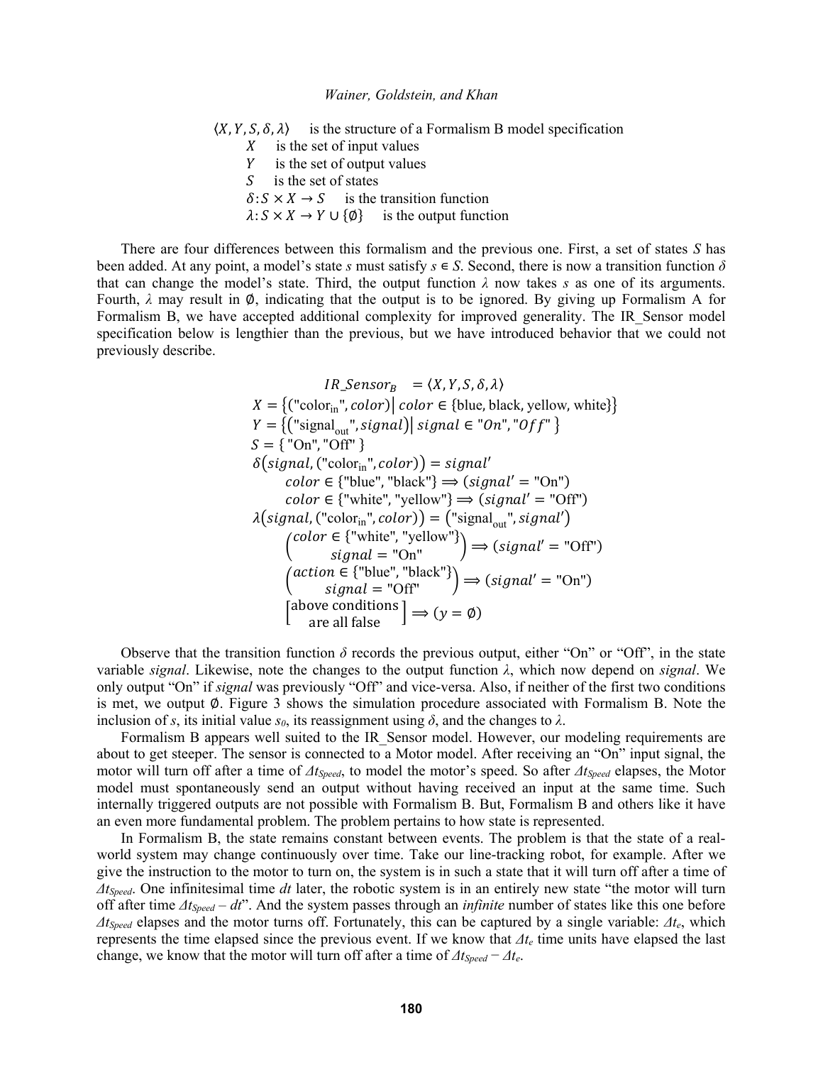$\langle X, Y, S, \delta, \lambda \rangle$ is the structure of a Formalism B model specification

- $X$ is the set of input values
- $Y$ is the set of output values
- $S$ is the set of states
- $\delta: S \times X \to S$ is the transition function
- $\lambda: S \times X \to Y \cup \{\emptyset\}$ is the output function

There are four differences between this formalism and the previous one. First, a set of states *S* has been added. At any point, a model's state *s* must satisfy $s \in S$. Second, there is now a transition function $\delta$ that can change the model's state. Third, the output function $\lambda$ now takes *s* as one of its arguments. Fourth, $\lambda$ may result in $\emptyset$, indicating that the output is to be ignored. By giving up Formalism A for Formalism B, we have accepted additional complexity for improved generality. The IR_Sensor model specification below is lengthier than the previous, but we have introduced behavior that we could not previously describe.

$$
\begin{aligned}
&IR\_Sensor_B = \langle X, Y, S, \delta, \lambda \rangle \\
&X = \{(\text{"color}_{\text{in}}\text{"}, color) \mid color \in \{\text{blue, black, yellow, white}\}\} \\
&Y = \{(\text{"signal}_{\text{out}}\text{"}, signal) \mid signal \in \text{"}On\text{"}, \text{"}Off\text{"}\} \\
&S = \{\text{"On"}, \text{"Off"}\} \\
&\delta(signal, (\text{"color}_{\text{in}}\text{"}, color)) = signal' \\
&\qquad color \in \{\text{"blue"}, \text{"black"}\} \Longrightarrow (signal' = \text{"On"}) \\
&\qquad color \in \{\text{"white"}, \text{"yellow"}\} \Longrightarrow (signal' = \text{"Off"}) \\
&\lambda(signal, (\text{"color}_{\text{in}}\text{"}, color)) = (\text{"signal}_{\text{out}}\text{"}, signal') \\
&\qquad \begin{pmatrix} color \in \{\text{"white"}, \text{"yellow"}\} \\ signal = \text{"On"} \end{pmatrix} \Longrightarrow (signal' = \text{"Off"}) \\
&\qquad \begin{pmatrix} action \in \{\text{"blue"}, \text{"black"}\} \\ signal = \text{"Off"} \end{pmatrix} \Longrightarrow (signal' = \text{"On"}) \\
&\qquad \begin{bmatrix} \text{above conditions} \\ \text{are all false} \end{bmatrix} \Longrightarrow (y = \emptyset)
\end{aligned}
$$

Observe that the transition function $\delta$ records the previous output, either "On" or "Off", in the state variable *signal*. Likewise, note the changes to the output function $\lambda$, which now depend on *signal*. We only output "On" if *signal* was previously "Off" and vice-versa. Also, if neither of the first two conditions is met, we output $\emptyset$. Figure 3 shows the simulation procedure associated with Formalism B. Note the inclusion of *s*, its initial value $s_0$, its reassignment using $\delta$, and the changes to $\lambda$.

Formalism B appears well suited to the IR_Sensor model. However, our modeling requirements are about to get steeper. The sensor is connected to a Motor model. After receiving an "On" input signal, the motor will turn off after a time of $\Delta t_{Speed}$, to model the motor's speed. So after $\Delta t_{Speed}$ elapses, the Motor model must spontaneously send an output without having received an input at the same time. Such internally triggered outputs are not possible with Formalism B. But, Formalism B and others like it have an even more fundamental problem. The problem pertains to how state is represented.

In Formalism B, the state remains constant between events. The problem is that the state of a real-world system may change continuously over time. Take our line-tracking robot, for example. After we give the instruction to the motor to turn on, the system is in such a state that it will turn off after a time of $\Delta t_{Speed}$. One infinitesimal time *dt* later, the robotic system is in an entirely new state "the motor will turn off after time $\Delta t_{Speed} - dt$". And the system passes through an *infinite* number of states like this one before $\Delta t_{Speed}$ elapses and the motor turns off. Fortunately, this can be captured by a single variable: $\Delta t_e$, which represents the time elapsed since the previous event. If we know that $\Delta t_e$ time units have elapsed the last change, we know that the motor will turn off after a time of $\Delta t_{Speed} - \Delta t_e$.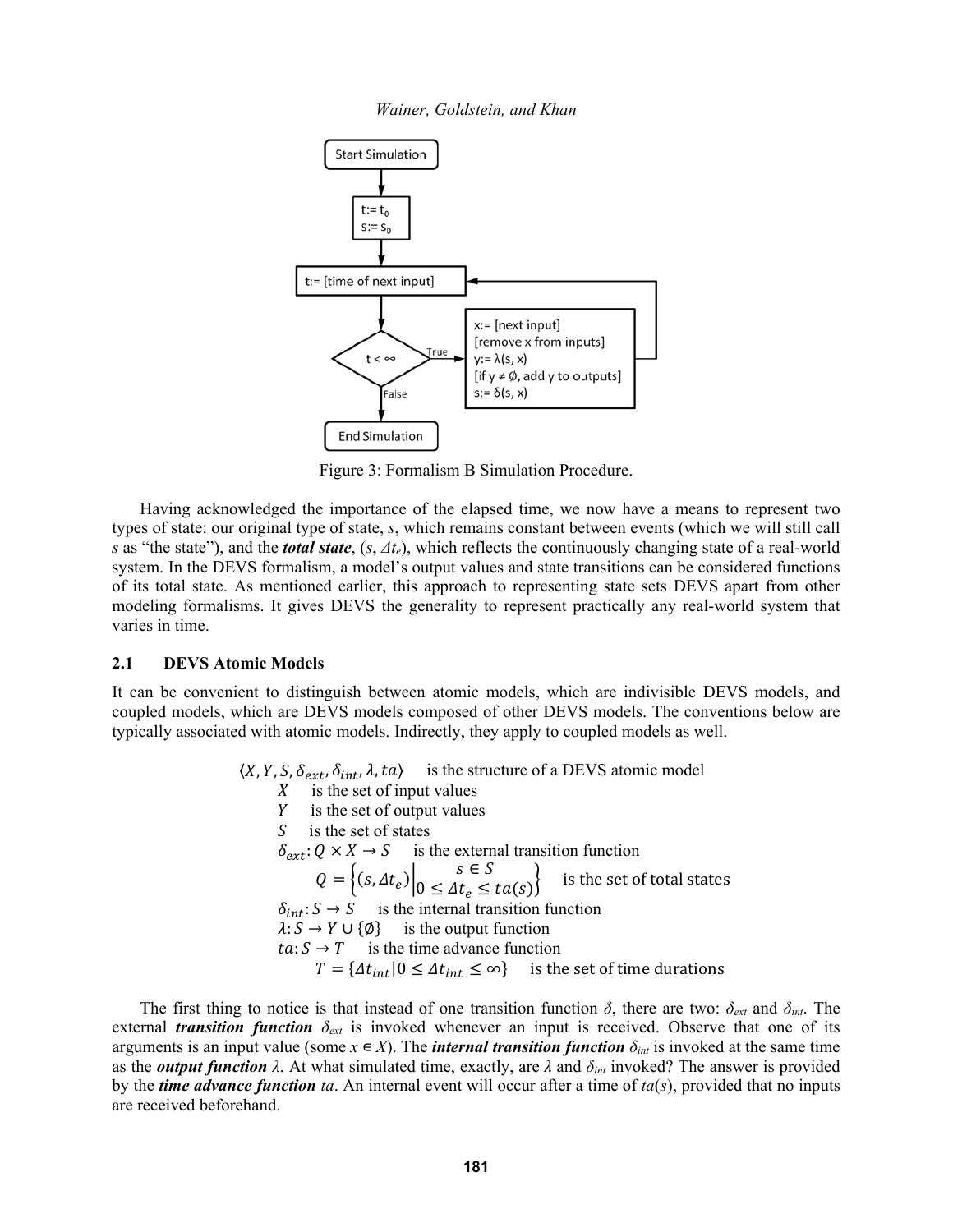Figure 3: Formalism B Simulation Procedure.

Having acknowledged the importance of the elapsed time, we now have a means to represent two types of state: our original type of state, *s*, which remains constant between events (which we will still call *s* as "the state"), and the ***total state***, $(s, \Delta t_e)$, which reflects the continuously changing state of a real-world system. In the DEVS formalism, a model's output values and state transitions can be considered functions of its total state. As mentioned earlier, this approach to representing state sets DEVS apart from other modeling formalisms. It gives DEVS the generality to represent practically any real-world system that varies in time.

## 2.1 DEVS Atomic Models

It can be convenient to distinguish between atomic models, which are indivisible DEVS models, and coupled models, which are DEVS models composed of other DEVS models. The conventions below are typically associated with atomic models. Indirectly, they apply to coupled models as well.

$\langle X, Y, S, \delta_{ext}, \delta_{int}, \lambda, ta \rangle$ is the structure of a DEVS atomic model

- $X$ is the set of input values
- $Y$ is the set of output values
- $S$ is the set of states
- $\delta_{ext}: Q \times X \rightarrow S$ is the external transition function
  - $Q = \left\{ (s, \Delta t_e) \middle| \begin{matrix} s \in S \\ 0 \leq \Delta t_e \leq ta(s) \end{matrix} \right\}$ is the set of total states
- $\delta_{int}: S \rightarrow S$ is the internal transition function
- $\lambda: S \rightarrow Y \cup \{\emptyset\}$ is the output function
- $ta: S \rightarrow T$ is the time advance function
  - $T = \{\Delta t_{int} | 0 \leq \Delta t_{int} \leq \infty\}$ is the set of time durations

The first thing to notice is that instead of one transition function $\delta$, there are two: $\delta_{ext}$ and $\delta_{int}$. The external ***transition function*** $\delta_{ext}$ is invoked whenever an input is received. Observe that one of its arguments is an input value (some $x \in X$). The ***internal transition function*** $\delta_{int}$ is invoked at the same time as the ***output function*** $\lambda$. At what simulated time, exactly, are $\lambda$ and $\delta_{int}$ invoked? The answer is provided by the ***time advance function*** *ta*. An internal event will occur after a time of $ta(s)$, provided that no inputs are received beforehand.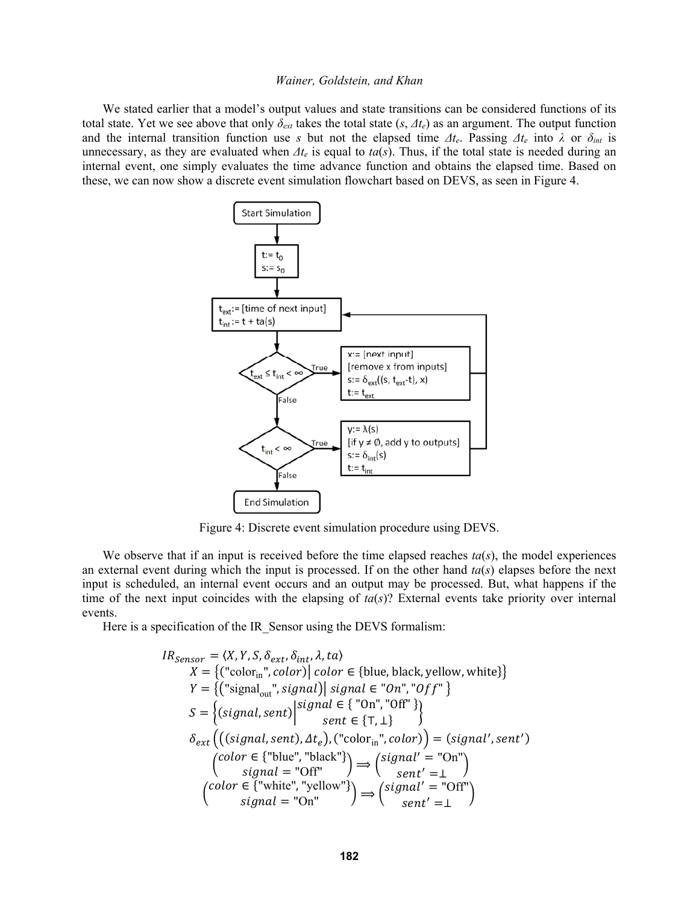We stated earlier that a model's output values and state transitions can be considered functions of its total state. Yet we see above that only $\delta_{ext}$ takes the total state ($s$, $\Delta t_e$) as an argument. The output function and the internal transition function use $s$ but not the elapsed time $\Delta t_e$. Passing $\Delta t_e$ into $\lambda$ or $\delta_{int}$ is unnecessary, as they are evaluated when $\Delta t_e$ is equal to $ta(s)$. Thus, if the total state is needed during an internal event, one simply evaluates the time advance function and obtains the elapsed time. Based on these, we can now show a discrete event simulation flowchart based on DEVS, as seen in Figure 4.

Figure 4: Discrete event simulation procedure using DEVS.

We observe that if an input is received before the time elapsed reaches $ta(s)$, the model experiences an external event during which the input is processed. If on the other hand $ta(s)$ elapses before the next input is scheduled, an internal event occurs and an output may be processed. But, what happens if the time of the next input coincides with the elapsing of $ta(s)$? External events take priority over internal events.

Here is a specification of the IR_Sensor using the DEVS formalism:

$$IR_{Sensor} = \langle X, Y, S, \delta_{ext}, \delta_{int}, \lambda, ta \rangle$$

$$X = \left\{ (\text{"color}_{\text{in}}\text{"}, color) \middle| \, color \in \{\text{blue, black, yellow, white}\} \right\}$$

$$Y = \left\{ (\text{"signal}_{\text{out}}\text{"}, signal) \middle| \, signal \in \text{"}On\text{"}, \text{"}Off\text{"} \right\}$$

$$S = \left\{ (signal, sent) \middle| \begin{array}{l} signal \in \{\text{"On"}, \text{"Off"}\} \\ sent \in \{\top, \bot\} \end{array} \right\}$$

$$\delta_{ext}\left( \left( (signal, sent), \Delta t_e \right), (\text{"color}_{\text{in}}\text{"}, color) \right) = (signal', sent')$$

$$\begin{pmatrix} color \in \{\text{"blue"}, \text{"black"}\} \\ signal = \text{"Off"} \end{pmatrix} \Rightarrow \begin{pmatrix} signal' = \text{"On"} \\ sent' = \bot \end{pmatrix}$$

$$\begin{pmatrix} color \in \{\text{"white"}, \text{"yellow"}\} \\ signal = \text{"On"} \end{pmatrix} \Rightarrow \begin{pmatrix} signal' = \text{"Off"} \\ sent' = \bot \end{pmatrix}$$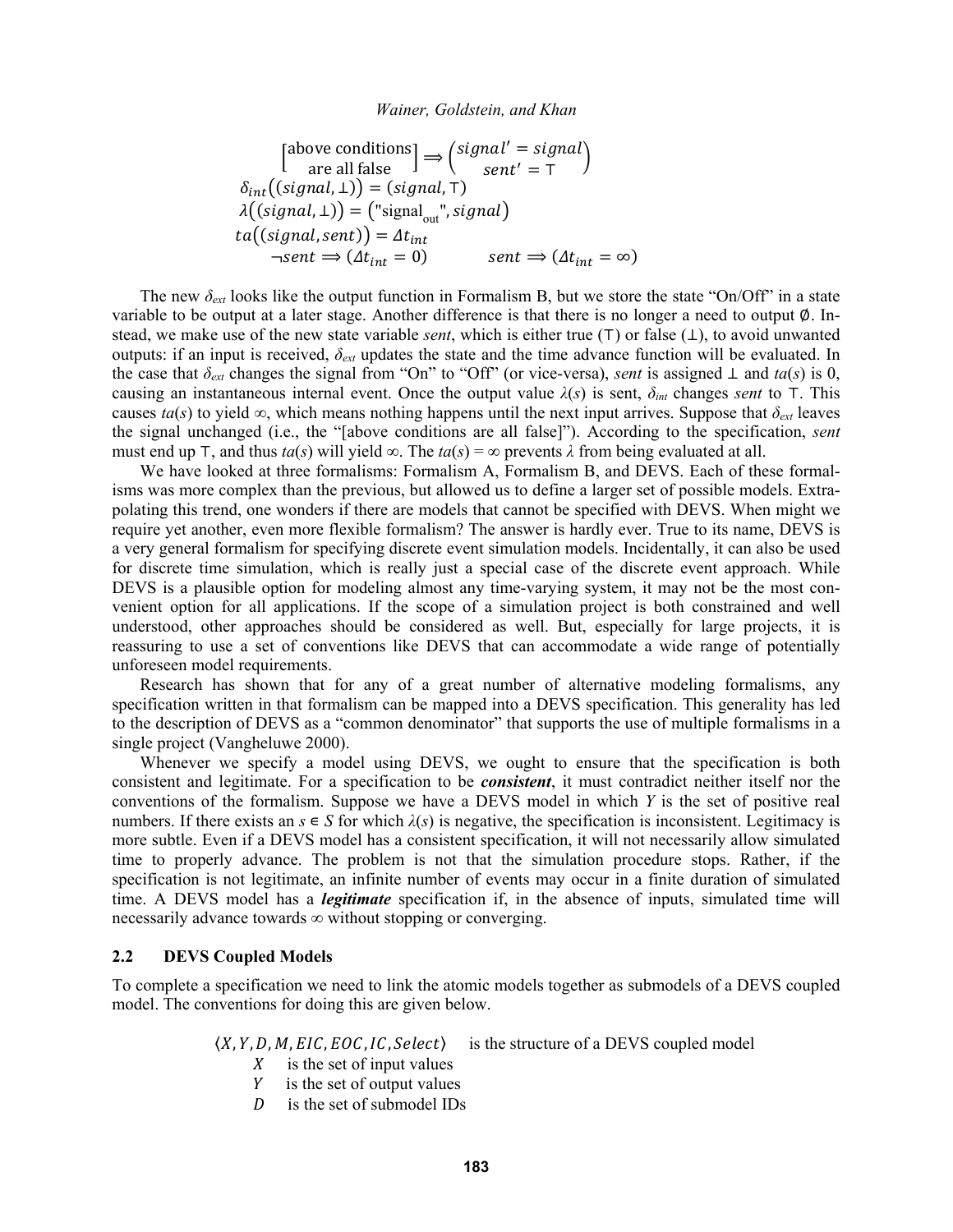$$\begin{bmatrix}\text{above conditions} \\ \text{are all false}\end{bmatrix} \Rightarrow \begin{pmatrix} signal' = signal \\ sent' = \top \end{pmatrix}$$

$$\delta_{int}\big((signal, \bot)\big) = (signal, \top)$$

$$\lambda\big((signal, \bot)\big) = \big(\text{"signal}_{\text{out}}\text{"}, signal\big)$$

$$ta\big((signal, sent)\big) = \Delta t_{int}$$

$$\neg sent \Rightarrow (\Delta t_{int} = 0) \qquad sent \Rightarrow (\Delta t_{int} = \infty)$$

The new $\delta_{ext}$ looks like the output function in Formalism B, but we store the state "On/Off" in a state variable to be output at a later stage. Another difference is that there is no longer a need to output $\emptyset$. Instead, we make use of the new state variable *sent*, which is either true ($\top$) or false ($\bot$), to avoid unwanted outputs: if an input is received, $\delta_{ext}$ updates the state and the time advance function will be evaluated. In the case that $\delta_{ext}$ changes the signal from "On" to "Off" (or vice-versa), *sent* is assigned $\bot$ and $ta(s)$ is 0, causing an instantaneous internal event. Once the output value $\lambda(s)$ is sent, $\delta_{int}$ changes *sent* to $\top$. This causes $ta(s)$ to yield $\infty$, which means nothing happens until the next input arrives. Suppose that $\delta_{ext}$ leaves the signal unchanged (i.e., the "[above conditions are all false]"). According to the specification, *sent* must end up $\top$, and thus $ta(s)$ will yield $\infty$. The $ta(s) = \infty$ prevents $\lambda$ from being evaluated at all.

We have looked at three formalisms: Formalism A, Formalism B, and DEVS. Each of these formalisms was more complex than the previous, but allowed us to define a larger set of possible models. Extrapolating this trend, one wonders if there are models that cannot be specified with DEVS. When might we require yet another, even more flexible formalism? The answer is hardly ever. True to its name, DEVS is a very general formalism for specifying discrete event simulation models. Incidentally, it can also be used for discrete time simulation, which is really just a special case of the discrete event approach. While DEVS is a plausible option for modeling almost any time-varying system, it may not be the most convenient option for all applications. If the scope of a simulation project is both constrained and well understood, other approaches should be considered as well. But, especially for large projects, it is reassuring to use a set of conventions like DEVS that can accommodate a wide range of potentially unforeseen model requirements.

Research has shown that for any of a great number of alternative modeling formalisms, any specification written in that formalism can be mapped into a DEVS specification. This generality has led to the description of DEVS as a "common denominator" that supports the use of multiple formalisms in a single project (Vangheluwe 2000).

Whenever we specify a model using DEVS, we ought to ensure that the specification is both consistent and legitimate. For a specification to be ***consistent***, it must contradict neither itself nor the conventions of the formalism. Suppose we have a DEVS model in which $Y$ is the set of positive real numbers. If there exists an $s \in S$ for which $\lambda(s)$ is negative, the specification is inconsistent. Legitimacy is more subtle. Even if a DEVS model has a consistent specification, it will not necessarily allow simulated time to properly advance. The problem is not that the simulation procedure stops. Rather, if the specification is not legitimate, an infinite number of events may occur in a finite duration of simulated time. A DEVS model has a ***legitimate*** specification if, in the absence of inputs, simulated time will necessarily advance towards $\infty$ without stopping or converging.

## 2.2 DEVS Coupled Models

To complete a specification we need to link the atomic models together as submodels of a DEVS coupled model. The conventions for doing this are given below.

$\langle X, Y, D, M, EIC, EOC, IC, Select\rangle$ is the structure of a DEVS coupled model

- $X$ is the set of input values
- $Y$ is the set of output values
- $D$ is the set of submodel IDs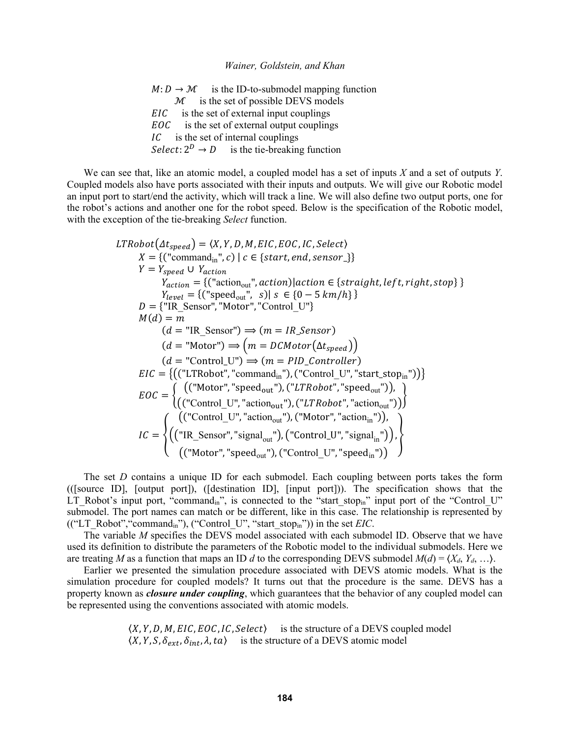$M: D \rightarrow \mathcal{M}$ is the ID-to-submodel mapping function
$\mathcal{M}$ is the set of possible DEVS models
$EIC$ is the set of external input couplings
$EOC$ is the set of external output couplings
$IC$ is the set of internal couplings
$Select: 2^D \rightarrow D$ is the tie-breaking function

We can see that, like an atomic model, a coupled model has a set of inputs *X* and a set of outputs *Y*. Coupled models also have ports associated with their inputs and outputs. We will give our Robotic model an input port to start/end the activity, which will track a line. We will also define two output ports, one for the robot's actions and another one for the robot speed. Below is the specification of the Robotic model, with the exception of the tie-breaking *Select* function.

$$
\begin{aligned}
&LTRobot(\Delta t_{speed}) = \langle X, Y, D, M, EIC, EOC, IC, Select \rangle \\
&\quad X = \{(\text{"command}_{\text{in}}\text{"}, c) \mid c \in \{start, end, sensor\_\}\} \\
&\quad Y = Y_{speed} \cup Y_{action} \\
&\quad\quad Y_{action} = \{(\text{"action}_{\text{out}}\text{"}, action) \mid action \in \{straight, left, right, stop\}\} \\
&\quad\quad Y_{level} = \{(\text{"speed}_{\text{out}}\text{"}, s) \mid s \in \{0 - 5\ km/h\}\} \\
&\quad D = \{\text{"IR\_Sensor"}, \text{"Motor"}, \text{"Control\_U"}\} \\
&\quad M(d) = m \\
&\quad\quad (d = \text{"IR\_Sensor"}) \Rightarrow (m = IR\_Sensor) \\
&\quad\quad (d = \text{"Motor"}) \Rightarrow (m = DCMotor(\Delta t_{speed})) \\
&\quad\quad (d = \text{"Control\_U"}) \Rightarrow (m = PID\_Controller) \\
&\quad EIC = \{((\text{"LTRobot"}, \text{"command}_{\text{in}}\text{"}), (\text{"Control\_U"}, \text{"start\_stop}_{\text{in}}\text{"}))\} \\
&\quad EOC = \left\{ \begin{array}{c} ((\text{"Motor"}, \text{"speed}_{\text{out}}\text{"}), (\text{"}LTRobot\text{"}, \text{"speed}_{\text{out}}\text{"})), \\ ((\text{"Control\_U"}, \text{"action}_{\text{out}}\text{"}), (\text{"}LTRobot\text{"}, \text{"action}_{\text{out}}\text{"})) \end{array} \right\} \\
&\quad IC = \left\{ \begin{array}{c} ((\text{"Control\_U"}, \text{"action}_{\text{out}}\text{"}), (\text{"Motor"}, \text{"action}_{\text{in}}\text{"})), \\ ((\text{"IR\_Sensor"}, \text{"signal}_{\text{out}}\text{"}), (\text{"Control\_U"}, \text{"signal}_{\text{in}}\text{"})), \\ ((\text{"Motor"}, \text{"speed}_{\text{out}}\text{"}), (\text{"Control\_U"}, \text{"speed}_{\text{in}}\text{"})) \end{array} \right\}
\end{aligned}
$$

The set *D* contains a unique ID for each submodel. Each coupling between ports takes the form (([source ID], [output port]), ([destination ID], [input port])). The specification shows that the LT_Robot's input port, "$\text{command}_{\text{in}}$", is connected to the "$\text{start\_stop}_{\text{in}}$" input port of the "Control_U" submodel. The port names can match or be different, like in this case. The relationship is represented by (("LT_Robot","$\text{command}_{\text{in}}$"), ("Control_U", "$\text{start\_stop}_{\text{in}}$")) in the set *EIC*.

The variable *M* specifies the DEVS model associated with each submodel ID. Observe that we have used its definition to distribute the parameters of the Robotic model to the individual submodels. Here we are treating *M* as a function that maps an ID *d* to the corresponding DEVS submodel $M(d) = \langle X_d, Y_d, \ldots \rangle$.

Earlier we presented the simulation procedure associated with DEVS atomic models. What is the simulation procedure for coupled models? It turns out that the procedure is the same. DEVS has a property known as ***closure under coupling***, which guarantees that the behavior of any coupled model can be represented using the conventions associated with atomic models.

$\langle X, Y, D, M, EIC, EOC, IC, Select \rangle$ is the structure of a DEVS coupled model
$\langle X, Y, S, \delta_{ext}, \delta_{int}, \lambda, ta \rangle$ is the structure of a DEVS atomic model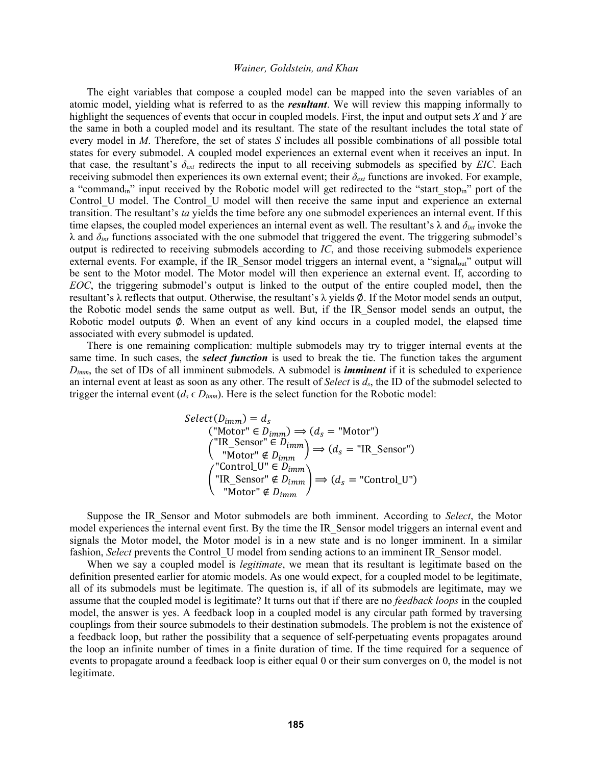The eight variables that compose a coupled model can be mapped into the seven variables of an atomic model, yielding what is referred to as the ***resultant***. We will review this mapping informally to highlight the sequences of events that occur in coupled models. First, the input and output sets $X$ and $Y$ are the same in both a coupled model and its resultant. The state of the resultant includes the total state of every model in $M$. Therefore, the set of states $S$ includes all possible combinations of all possible total states for every submodel. A coupled model experiences an external event when it receives an input. In that case, the resultant's $\delta_{ext}$ redirects the input to all receiving submodels as specified by *EIC*. Each receiving submodel then experiences its own external event; their $\delta_{ext}$ functions are invoked. For example, a "$\text{command}_{\text{in}}$" input received by the Robotic model will get redirected to the "$\text{start\_stop}_{\text{in}}$" port of the Control_U model. The Control_U model will then receive the same input and experience an external transition. The resultant's $ta$ yields the time before any one submodel experiences an internal event. If this time elapses, the coupled model experiences an internal event as well. The resultant's λ and $\delta_{int}$ invoke the λ and $\delta_{int}$ functions associated with the one submodel that triggered the event. The triggering submodel's output is redirected to receiving submodels according to *IC*, and those receiving submodels experience external events. For example, if the IR_Sensor model triggers an internal event, a "$\text{signal}_{\text{out}}$" output will be sent to the Motor model. The Motor model will then experience an external event. If, according to *EOC*, the triggering submodel's output is linked to the output of the entire coupled model, then the resultant's λ reflects that output. Otherwise, the resultant's λ yields ∅. If the Motor model sends an output, the Robotic model sends the same output as well. But, if the IR_Sensor model sends an output, the Robotic model outputs ∅. When an event of any kind occurs in a coupled model, the elapsed time associated with every submodel is updated.

There is one remaining complication: multiple submodels may try to trigger internal events at the same time. In such cases, the ***select function*** is used to break the tie. The function takes the argument $D_{imm}$, the set of IDs of all imminent submodels. A submodel is ***imminent*** if it is scheduled to experience an internal event at least as soon as any other. The result of *Select* is $d_s$, the ID of the submodel selected to trigger the internal event ($d_s \in D_{imm}$). Here is the select function for the Robotic model:

$$
\begin{aligned}
&Select(D_{imm}) = d_s \\
&\quad (\text{"Motor"} \in D_{imm}) \Rightarrow (d_s = \text{"Motor"}) \\
&\quad \begin{pmatrix} \text{"IR\_Sensor"} \in D_{imm} \\ \text{"Motor"} \notin D_{imm} \end{pmatrix} \Rightarrow (d_s = \text{"IR\_Sensor"}) \\
&\quad \begin{pmatrix} \text{"Control\_U"} \in D_{imm} \\ \text{"IR\_Sensor"} \notin D_{imm} \\ \text{"Motor"} \notin D_{imm} \end{pmatrix} \Rightarrow (d_s = \text{"Control\_U"})
\end{aligned}
$$

Suppose the IR_Sensor and Motor submodels are both imminent. According to *Select*, the Motor model experiences the internal event first. By the time the IR_Sensor model triggers an internal event and signals the Motor model, the Motor model is in a new state and is no longer imminent. In a similar fashion, *Select* prevents the Control_U model from sending actions to an imminent IR_Sensor model.

When we say a coupled model is *legitimate*, we mean that its resultant is legitimate based on the definition presented earlier for atomic models. As one would expect, for a coupled model to be legitimate, all of its submodels must be legitimate. The question is, if all of its submodels are legitimate, may we assume that the coupled model is legitimate? It turns out that if there are no *feedback loops* in the coupled model, the answer is yes. A feedback loop in a coupled model is any circular path formed by traversing couplings from their source submodels to their destination submodels. The problem is not the existence of a feedback loop, but rather the possibility that a sequence of self-perpetuating events propagates around the loop an infinite number of times in a finite duration of time. If the time required for a sequence of events to propagate around a feedback loop is either equal 0 or their sum converges on 0, the model is not legitimate.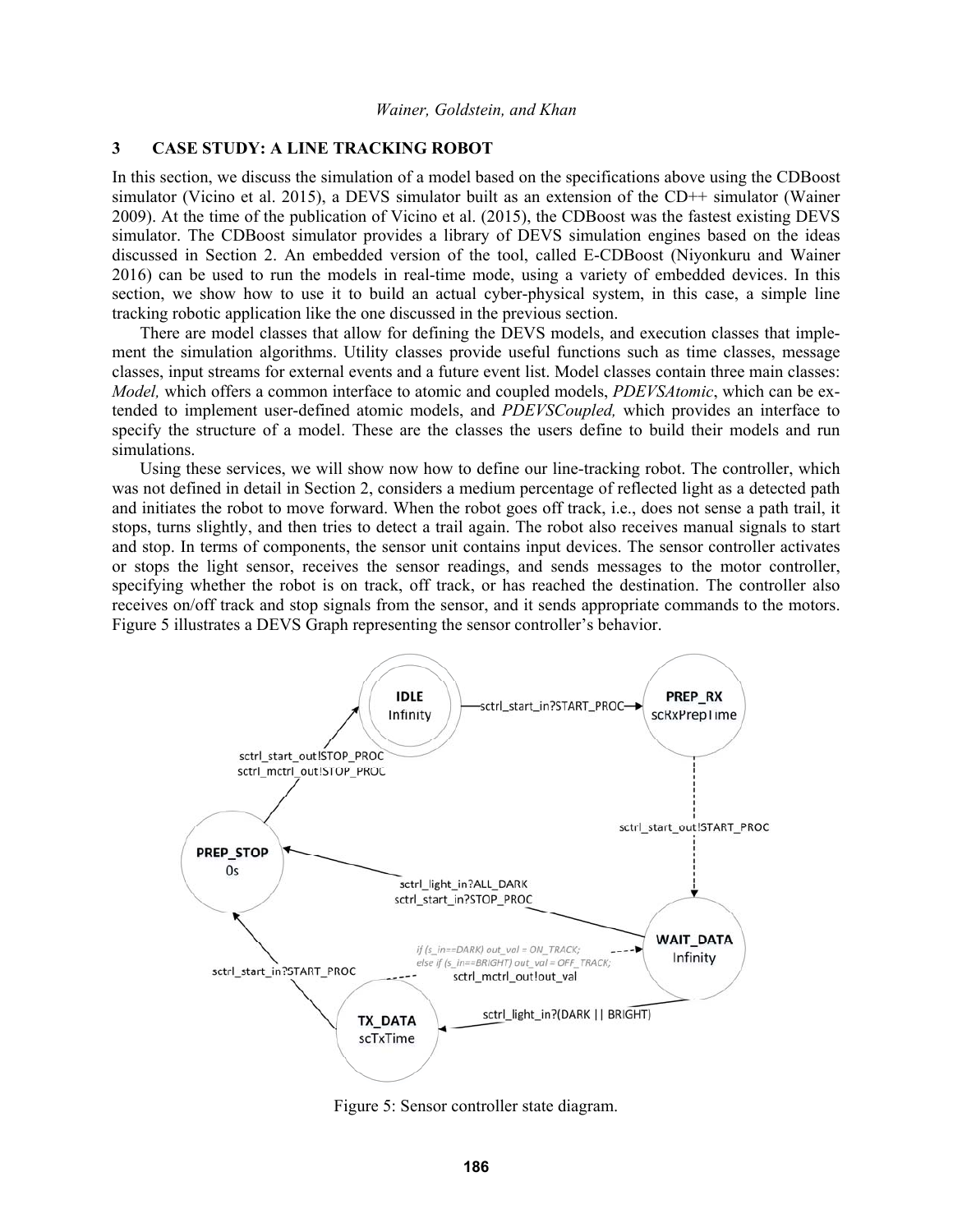## 3 CASE STUDY: A LINE TRACKING ROBOT

In this section, we discuss the simulation of a model based on the specifications above using the CDBoost simulator (Vicino et al. 2015), a DEVS simulator built as an extension of the CD++ simulator (Wainer 2009). At the time of the publication of Vicino et al. (2015), the CDBoost was the fastest existing DEVS simulator. The CDBoost simulator provides a library of DEVS simulation engines based on the ideas discussed in Section 2. An embedded version of the tool, called E-CDBoost (Niyonkuru and Wainer 2016) can be used to run the models in real-time mode, using a variety of embedded devices. In this section, we show how to use it to build an actual cyber-physical system, in this case, a simple line tracking robotic application like the one discussed in the previous section.

There are model classes that allow for defining the DEVS models, and execution classes that implement the simulation algorithms. Utility classes provide useful functions such as time classes, message classes, input streams for external events and a future event list. Model classes contain three main classes: *Model,* which offers a common interface to atomic and coupled models, *PDEVSAtomic*, which can be extended to implement user-defined atomic models, and *PDEVSCoupled,* which provides an interface to specify the structure of a model. These are the classes the users define to build their models and run simulations.

Using these services, we will show now how to define our line-tracking robot. The controller, which was not defined in detail in Section 2, considers a medium percentage of reflected light as a detected path and initiates the robot to move forward. When the robot goes off track, i.e., does not sense a path trail, it stops, turns slightly, and then tries to detect a trail again. The robot also receives manual signals to start and stop. In terms of components, the sensor unit contains input devices. The sensor controller activates or stops the light sensor, receives the sensor readings, and sends messages to the motor controller, specifying whether the robot is on track, off track, or has reached the destination. The controller also receives on/off track and stop signals from the sensor, and it sends appropriate commands to the motors. Figure 5 illustrates a DEVS Graph representing the sensor controller's behavior.

Figure 5: Sensor controller state diagram.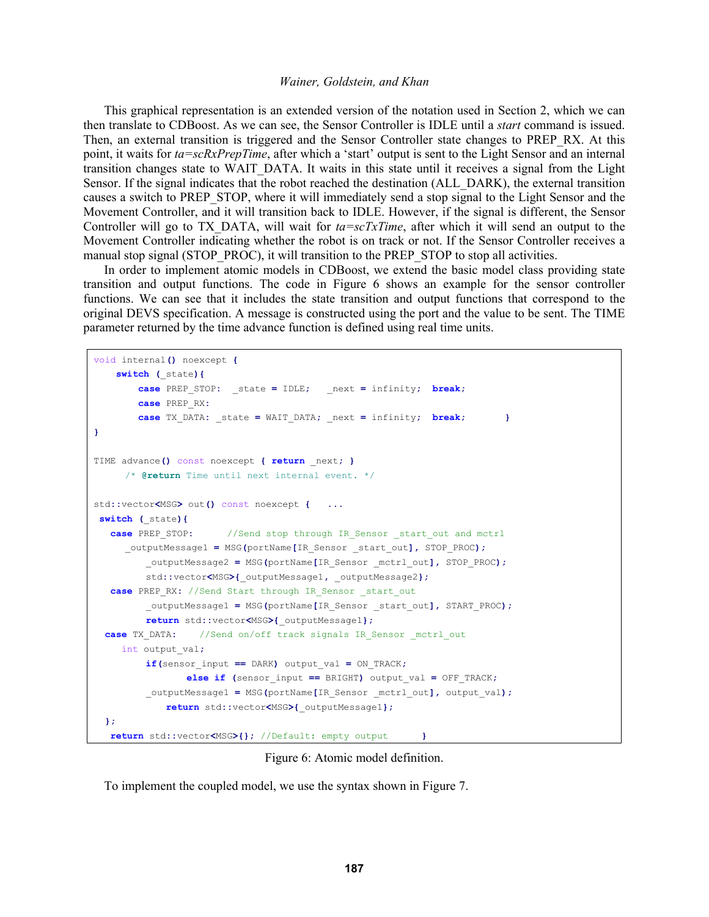This graphical representation is an extended version of the notation used in Section 2, which we can then translate to CDBoost. As we can see, the Sensor Controller is IDLE until a *start* command is issued. Then, an external transition is triggered and the Sensor Controller state changes to PREP_RX. At this point, it waits for *ta=scRxPrepTime*, after which a 'start' output is sent to the Light Sensor and an internal transition changes state to WAIT_DATA. It waits in this state until it receives a signal from the Light Sensor. If the signal indicates that the robot reached the destination (ALL_DARK), the external transition causes a switch to PREP_STOP, where it will immediately send a stop signal to the Light Sensor and the Movement Controller, and it will transition back to IDLE. However, if the signal is different, the Sensor Controller will go to TX_DATA, will wait for *ta=scTxTime*, after which it will send an output to the Movement Controller indicating whether the robot is on track or not. If the Sensor Controller receives a manual stop signal (STOP_PROC), it will transition to the PREP_STOP to stop all activities.

In order to implement atomic models in CDBoost, we extend the basic model class providing state transition and output functions. The code in Figure 6 shows an example for the sensor controller functions. We can see that it includes the state transition and output functions that correspond to the original DEVS specification. A message is constructed using the port and the value to be sent. The TIME parameter returned by the time advance function is defined using real time units.

```
void internal() noexcept {
    switch (_state){
        case PREP_STOP:  _state = IDLE;   _next = infinity;  break;
        case PREP_RX:
        case TX_DATA: _state = WAIT_DATA; _next = infinity;  break;       }
}

TIME advance() const noexcept { return _next; }
      /* @return Time until next internal event. */

std::vector<MSG> out() const noexcept {   ...
 switch (_state){
   case PREP_STOP:      //Send stop through IR_Sensor _start_out and mctrl
      _outputMessage1 = MSG(portName[IR_Sensor _start_out], STOP_PROC);
         _outputMessage2 = MSG(portName[IR_Sensor _mctrl_out], STOP_PROC);
         std::vector<MSG>{_outputMessage1, _outputMessage2};
   case PREP_RX: //Send Start through IR_Sensor _start_out
         _outputMessage1 = MSG(portName[IR_Sensor _start_out], START_PROC);
         return std::vector<MSG>{_outputMessage1};
  case TX_DATA:    //Send on/off track signals IR_Sensor _mctrl_out
     int output_val;
         if(sensor_input == DARK) output_val = ON_TRACK;
                else if (sensor_input == BRIGHT) output_val = OFF_TRACK;
         _outputMessage1 = MSG(portName[IR_Sensor _mctrl_out], output_val);
             return std::vector<MSG>{_outputMessage1};
  };
   return std::vector<MSG>{}; //Default: empty output      }
```

Figure 6: Atomic model definition.

To implement the coupled model, we use the syntax shown in Figure 7.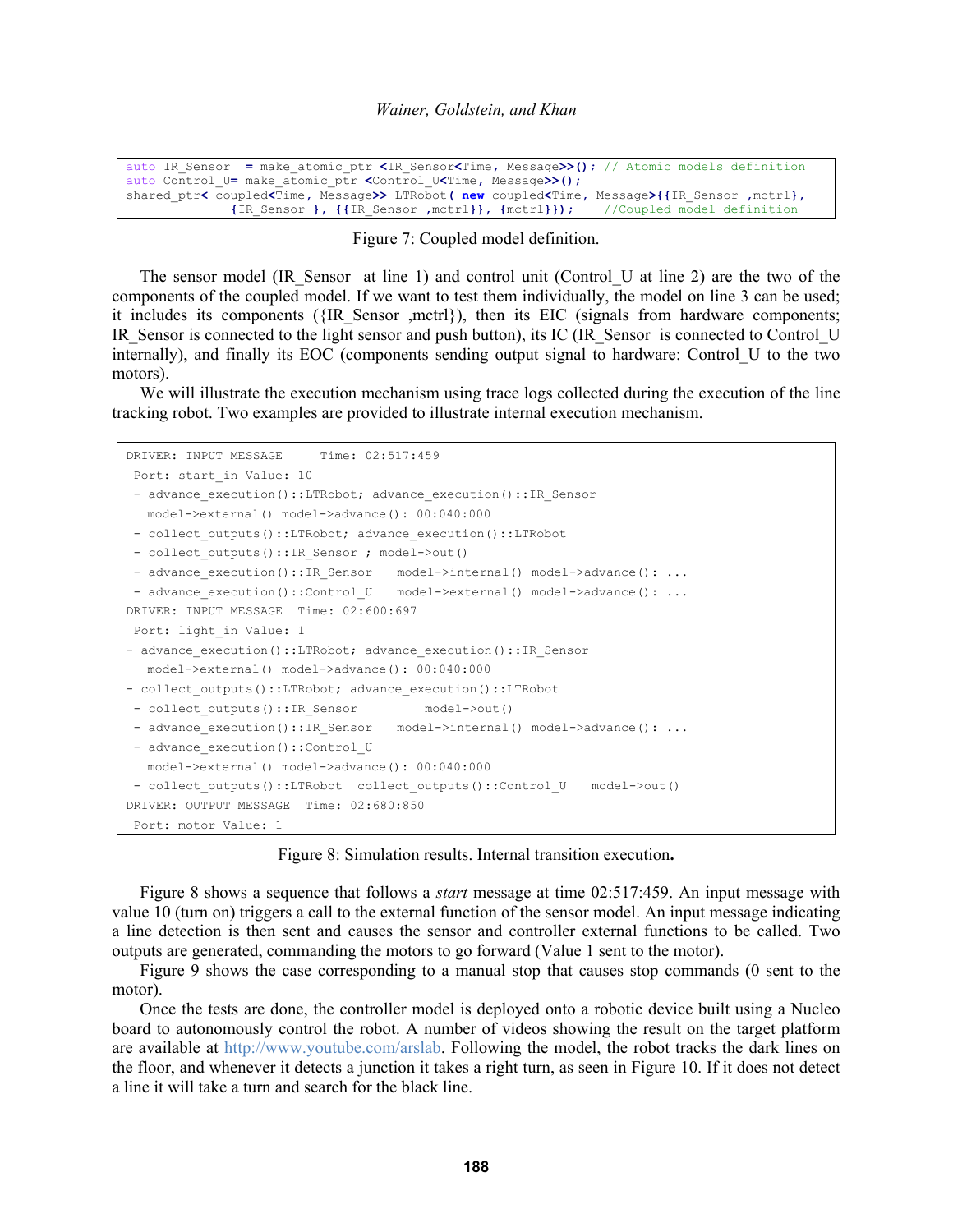```
auto IR_Sensor  = make_atomic_ptr <IR_Sensor<Time, Message>>(); // Atomic models definition
auto Control_U= make_atomic_ptr <Control_U<Time, Message>>();
shared_ptr< coupled<Time, Message>> LTRobot( new coupled<Time, Message>{{IR_Sensor ,mctrl},
              {IR_Sensor }, {{IR_Sensor ,mctrl}}, {mctrl}});    //Coupled model definition
```

Figure 7: Coupled model definition.

The sensor model (IR_Sensor at line 1) and control unit (Control_U at line 2) are the two of the components of the coupled model. If we want to test them individually, the model on line 3 can be used; it includes its components ({IR_Sensor ,mctrl}), then its EIC (signals from hardware components; IR_Sensor is connected to the light sensor and push button), its IC (IR_Sensor is connected to Control_U internally), and finally its EOC (components sending output signal to hardware: Control_U to the two motors).

We will illustrate the execution mechanism using trace logs collected during the execution of the line tracking robot. Two examples are provided to illustrate internal execution mechanism.

```
DRIVER: INPUT MESSAGE     Time: 02:517:459
 Port: start_in Value: 10
 - advance_execution()::LTRobot; advance_execution()::IR_Sensor
   model->external() model->advance(): 00:040:000
 - collect_outputs()::LTRobot; advance_execution()::LTRobot
 - collect_outputs()::IR_Sensor ; model->out()
 - advance_execution()::IR_Sensor   model->internal() model->advance(): ...
 - advance_execution()::Control_U   model->external() model->advance(): ...
DRIVER: INPUT MESSAGE  Time: 02:600:697
 Port: light_in Value: 1
- advance_execution()::LTRobot; advance_execution()::IR_Sensor
   model->external() model->advance(): 00:040:000
- collect_outputs()::LTRobot; advance_execution()::LTRobot
 - collect_outputs()::IR_Sensor         model->out()
 - advance_execution()::IR_Sensor   model->internal() model->advance(): ...
 - advance_execution()::Control_U
   model->external() model->advance(): 00:040:000
 - collect_outputs()::LTRobot  collect_outputs()::Control_U   model->out()
DRIVER: OUTPUT MESSAGE  Time: 02:680:850
 Port: motor Value: 1
```

Figure 8: Simulation results. Internal transition execution**.**

Figure 8 shows a sequence that follows a *start* message at time 02:517:459. An input message with value 10 (turn on) triggers a call to the external function of the sensor model. An input message indicating a line detection is then sent and causes the sensor and controller external functions to be called. Two outputs are generated, commanding the motors to go forward (Value 1 sent to the motor).

Figure 9 shows the case corresponding to a manual stop that causes stop commands (0 sent to the motor).

Once the tests are done, the controller model is deployed onto a robotic device built using a Nucleo board to autonomously control the robot. A number of videos showing the result on the target platform are available at http://www.youtube.com/arslab. Following the model, the robot tracks the dark lines on the floor, and whenever it detects a junction it takes a right turn, as seen in Figure 10. If it does not detect a line it will take a turn and search for the black line.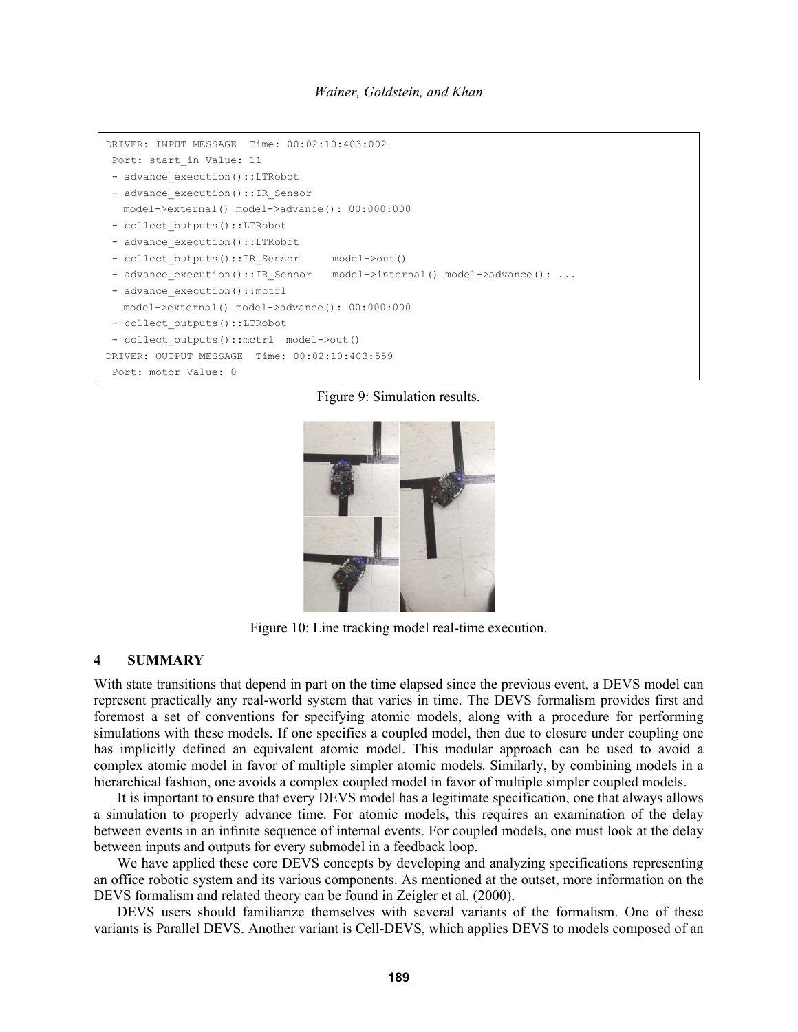```
DRIVER: INPUT MESSAGE  Time: 00:02:10:403:002
 Port: start_in Value: 11
 - advance_execution()::LTRobot
 - advance_execution()::IR_Sensor
   model->external() model->advance(): 00:000:000
 - collect_outputs()::LTRobot
 - advance_execution()::LTRobot
 - collect_outputs()::IR_Sensor     model->out()
 - advance_execution()::IR_Sensor   model->internal() model->advance(): ...
 - advance_execution()::mctrl
   model->external() model->advance(): 00:000:000
 - collect_outputs()::LTRobot
 - collect_outputs()::mctrl  model->out()
DRIVER: OUTPUT MESSAGE  Time: 00:02:10:403:559
 Port: motor Value: 0
```

Figure 9: Simulation results.

Figure 10: Line tracking model real-time execution.

## 4 SUMMARY

With state transitions that depend in part on the time elapsed since the previous event, a DEVS model can represent practically any real-world system that varies in time. The DEVS formalism provides first and foremost a set of conventions for specifying atomic models, along with a procedure for performing simulations with these models. If one specifies a coupled model, then due to closure under coupling one has implicitly defined an equivalent atomic model. This modular approach can be used to avoid a complex atomic model in favor of multiple simpler atomic models. Similarly, by combining models in a hierarchical fashion, one avoids a complex coupled model in favor of multiple simpler coupled models.

It is important to ensure that every DEVS model has a legitimate specification, one that always allows a simulation to properly advance time. For atomic models, this requires an examination of the delay between events in an infinite sequence of internal events. For coupled models, one must look at the delay between inputs and outputs for every submodel in a feedback loop.

We have applied these core DEVS concepts by developing and analyzing specifications representing an office robotic system and its various components. As mentioned at the outset, more information on the DEVS formalism and related theory can be found in Zeigler et al. (2000).

DEVS users should familiarize themselves with several variants of the formalism. One of these variants is Parallel DEVS. Another variant is Cell-DEVS, which applies DEVS to models composed of an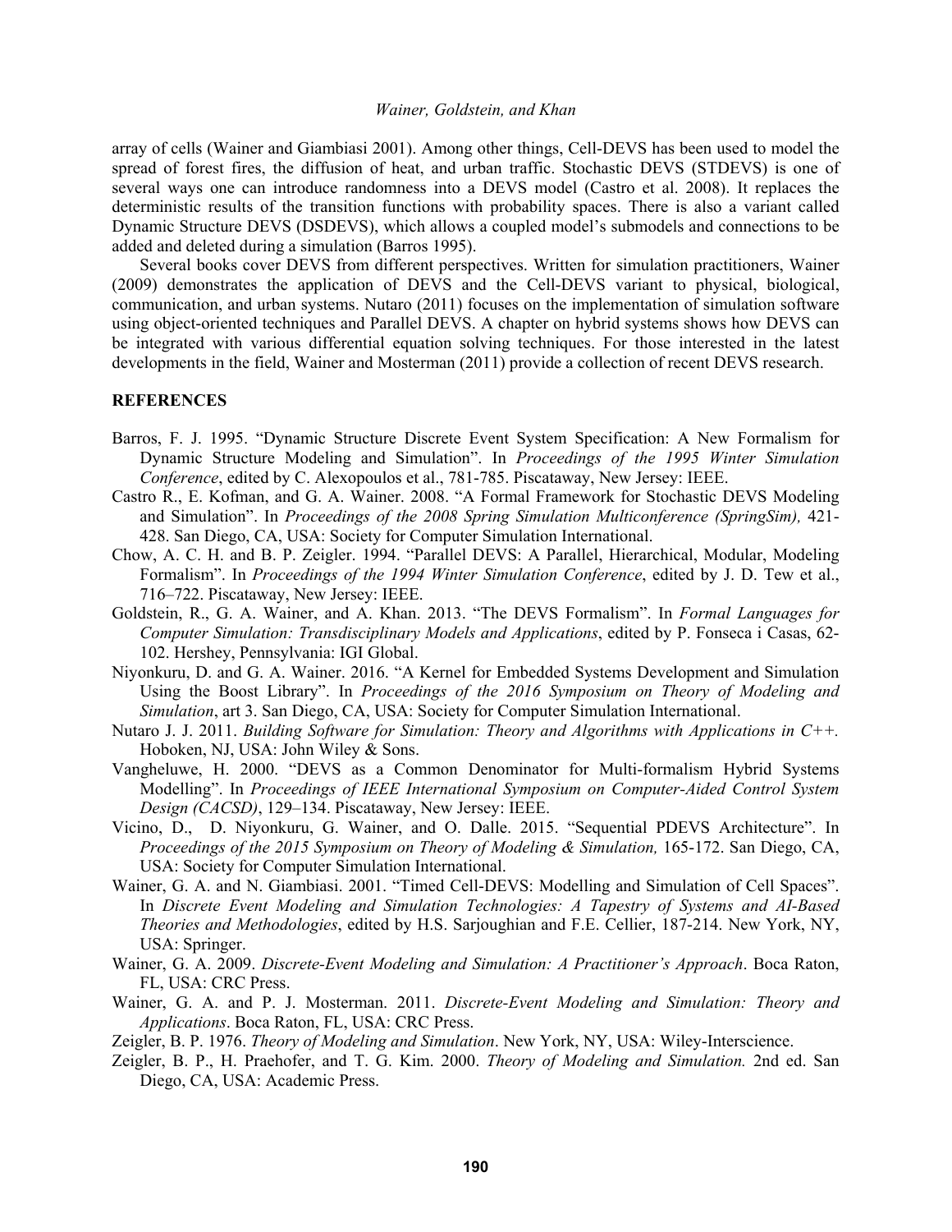array of cells (Wainer and Giambiasi 2001). Among other things, Cell-DEVS has been used to model the spread of forest fires, the diffusion of heat, and urban traffic. Stochastic DEVS (STDEVS) is one of several ways one can introduce randomness into a DEVS model (Castro et al. 2008). It replaces the deterministic results of the transition functions with probability spaces. There is also a variant called Dynamic Structure DEVS (DSDEVS), which allows a coupled model's submodels and connections to be added and deleted during a simulation (Barros 1995).

Several books cover DEVS from different perspectives. Written for simulation practitioners, Wainer (2009) demonstrates the application of DEVS and the Cell-DEVS variant to physical, biological, communication, and urban systems. Nutaro (2011) focuses on the implementation of simulation software using object-oriented techniques and Parallel DEVS. A chapter on hybrid systems shows how DEVS can be integrated with various differential equation solving techniques. For those interested in the latest developments in the field, Wainer and Mosterman (2011) provide a collection of recent DEVS research.

## REFERENCES

Barros, F. J. 1995. "Dynamic Structure Discrete Event System Specification: A New Formalism for Dynamic Structure Modeling and Simulation". In *Proceedings of the 1995 Winter Simulation Conference*, edited by C. Alexopoulos et al., 781-785. Piscataway, New Jersey: IEEE.

Castro R., E. Kofman, and G. A. Wainer. 2008. "A Formal Framework for Stochastic DEVS Modeling and Simulation". In *Proceedings of the 2008 Spring Simulation Multiconference (SpringSim),* 421-428. San Diego, CA, USA: Society for Computer Simulation International.

Chow, A. C. H. and B. P. Zeigler. 1994. "Parallel DEVS: A Parallel, Hierarchical, Modular, Modeling Formalism". In *Proceedings of the 1994 Winter Simulation Conference*, edited by J. D. Tew et al., 716–722. Piscataway, New Jersey: IEEE.

Goldstein, R., G. A. Wainer, and A. Khan. 2013. "The DEVS Formalism". In *Formal Languages for Computer Simulation: Transdisciplinary Models and Applications*, edited by P. Fonseca i Casas, 62-102. Hershey, Pennsylvania: IGI Global.

Niyonkuru, D. and G. A. Wainer. 2016. "A Kernel for Embedded Systems Development and Simulation Using the Boost Library". In *Proceedings of the 2016 Symposium on Theory of Modeling and Simulation*, art 3. San Diego, CA, USA: Society for Computer Simulation International.

Nutaro J. J. 2011. *Building Software for Simulation: Theory and Algorithms with Applications in C++*. Hoboken, NJ, USA: John Wiley & Sons.

Vangheluwe, H. 2000. "DEVS as a Common Denominator for Multi-formalism Hybrid Systems Modelling". In *Proceedings of IEEE International Symposium on Computer-Aided Control System Design (CACSD)*, 129–134. Piscataway, New Jersey: IEEE.

Vicino, D., D. Niyonkuru, G. Wainer, and O. Dalle. 2015. "Sequential PDEVS Architecture". In *Proceedings of the 2015 Symposium on Theory of Modeling & Simulation,* 165-172. San Diego, CA, USA: Society for Computer Simulation International.

Wainer, G. A. and N. Giambiasi. 2001. "Timed Cell-DEVS: Modelling and Simulation of Cell Spaces". In *Discrete Event Modeling and Simulation Technologies: A Tapestry of Systems and AI-Based Theories and Methodologies*, edited by H.S. Sarjoughian and F.E. Cellier, 187-214. New York, NY, USA: Springer.

Wainer, G. A. 2009. *Discrete-Event Modeling and Simulation: A Practitioner's Approach*. Boca Raton, FL, USA: CRC Press.

Wainer, G. A. and P. J. Mosterman. 2011. *Discrete-Event Modeling and Simulation: Theory and Applications*. Boca Raton, FL, USA: CRC Press.

Zeigler, B. P. 1976. *Theory of Modeling and Simulation*. New York, NY, USA: Wiley-Interscience.

Zeigler, B. P., H. Praehofer, and T. G. Kim. 2000. *Theory of Modeling and Simulation.* 2nd ed. San Diego, CA, USA: Academic Press.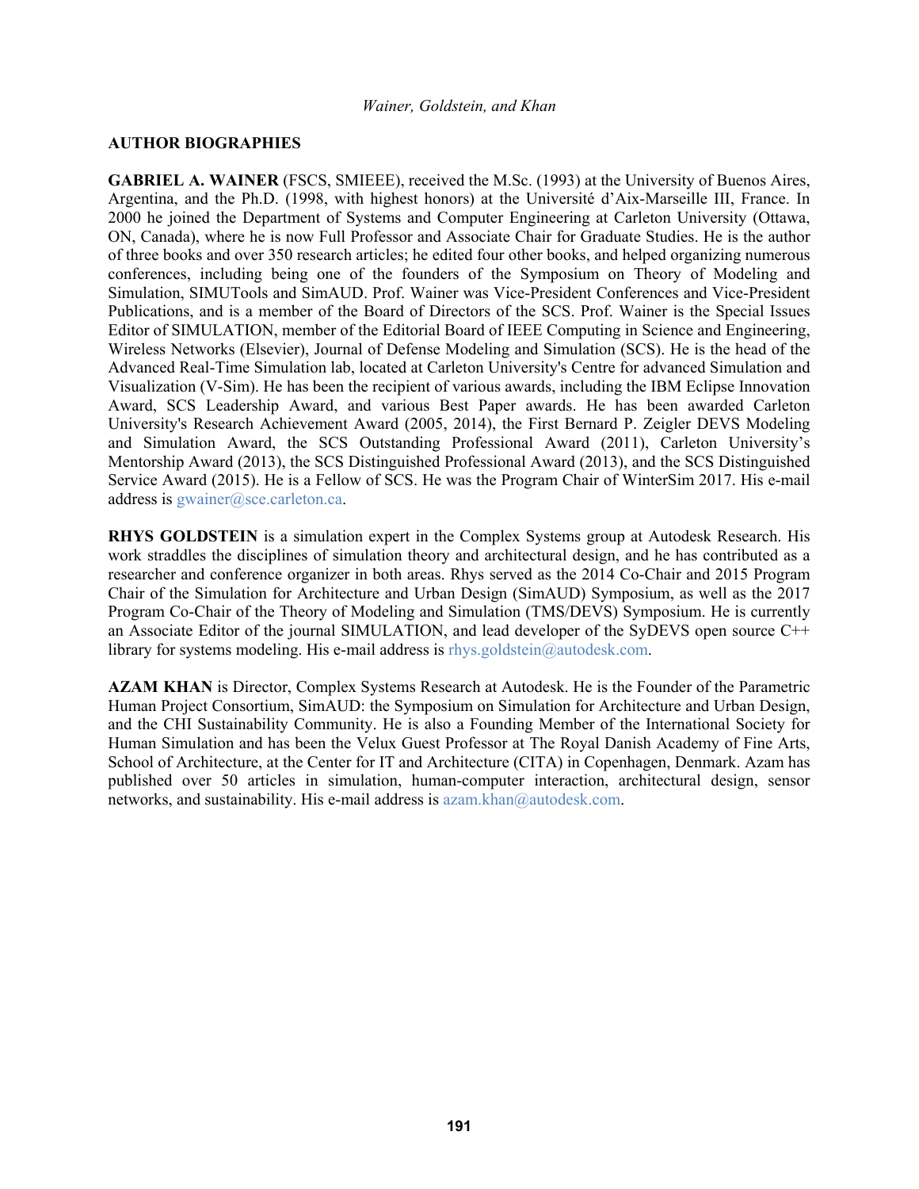## AUTHOR BIOGRAPHIES

**GABRIEL A. WAINER** (FSCS, SMIEEE), received the M.Sc. (1993) at the University of Buenos Aires, Argentina, and the Ph.D. (1998, with highest honors) at the Université d'Aix-Marseille III, France. In 2000 he joined the Department of Systems and Computer Engineering at Carleton University (Ottawa, ON, Canada), where he is now Full Professor and Associate Chair for Graduate Studies. He is the author of three books and over 350 research articles; he edited four other books, and helped organizing numerous conferences, including being one of the founders of the Symposium on Theory of Modeling and Simulation, SIMUTools and SimAUD. Prof. Wainer was Vice-President Conferences and Vice-President Publications, and is a member of the Board of Directors of the SCS. Prof. Wainer is the Special Issues Editor of SIMULATION, member of the Editorial Board of IEEE Computing in Science and Engineering, Wireless Networks (Elsevier), Journal of Defense Modeling and Simulation (SCS). He is the head of the Advanced Real-Time Simulation lab, located at Carleton University's Centre for advanced Simulation and Visualization (V-Sim). He has been the recipient of various awards, including the IBM Eclipse Innovation Award, SCS Leadership Award, and various Best Paper awards. He has been awarded Carleton University's Research Achievement Award (2005, 2014), the First Bernard P. Zeigler DEVS Modeling and Simulation Award, the SCS Outstanding Professional Award (2011), Carleton University's Mentorship Award (2013), the SCS Distinguished Professional Award (2013), and the SCS Distinguished Service Award (2015). He is a Fellow of SCS. He was the Program Chair of WinterSim 2017. His e-mail address is gwainer@sce.carleton.ca.

**RHYS GOLDSTEIN** is a simulation expert in the Complex Systems group at Autodesk Research. His work straddles the disciplines of simulation theory and architectural design, and he has contributed as a researcher and conference organizer in both areas. Rhys served as the 2014 Co-Chair and 2015 Program Chair of the Simulation for Architecture and Urban Design (SimAUD) Symposium, as well as the 2017 Program Co-Chair of the Theory of Modeling and Simulation (TMS/DEVS) Symposium. He is currently an Associate Editor of the journal SIMULATION, and lead developer of the SyDEVS open source C++ library for systems modeling. His e-mail address is rhys.goldstein@autodesk.com.

**AZAM KHAN** is Director, Complex Systems Research at Autodesk. He is the Founder of the Parametric Human Project Consortium, SimAUD: the Symposium on Simulation for Architecture and Urban Design, and the CHI Sustainability Community. He is also a Founding Member of the International Society for Human Simulation and has been the Velux Guest Professor at The Royal Danish Academy of Fine Arts, School of Architecture, at the Center for IT and Architecture (CITA) in Copenhagen, Denmark. Azam has published over 50 articles in simulation, human-computer interaction, architectural design, sensor networks, and sustainability. His e-mail address is azam.khan@autodesk.com.